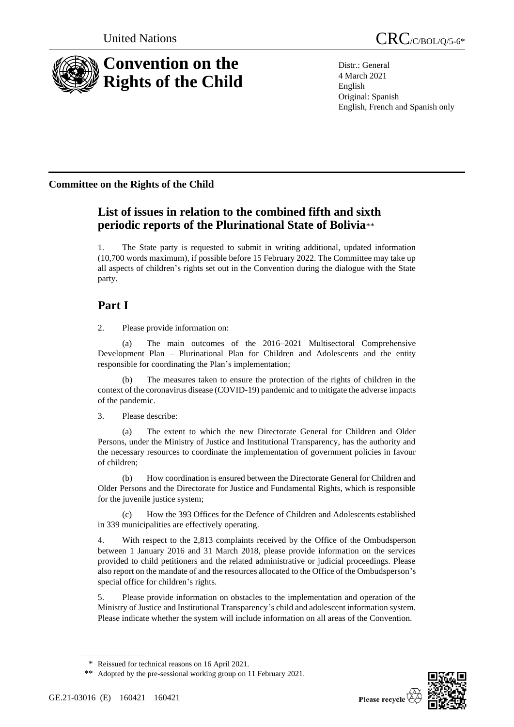United Nations

CRC/C/BOL/Q/5-6*

# Convention on the Rights of the Child

Distr.: General
4 March 2021
English
Original: Spanish
English, French and Spanish only

**Committee on the Rights of the Child**

## List of issues in relation to the combined fifth and sixth periodic reports of the Plurinational State of Bolivia**

1. The State party is requested to submit in writing additional, updated information (10,700 words maximum), if possible before 15 February 2022. The Committee may take up all aspects of children's rights set out in the Convention during the dialogue with the State party.

# Part I

2. Please provide information on:

(a) The main outcomes of the 2016–2021 Multisectoral Comprehensive Development Plan – Plurinational Plan for Children and Adolescents and the entity responsible for coordinating the Plan's implementation;

(b) The measures taken to ensure the protection of the rights of children in the context of the coronavirus disease (COVID-19) pandemic and to mitigate the adverse impacts of the pandemic.

3. Please describe:

(a) The extent to which the new Directorate General for Children and Older Persons, under the Ministry of Justice and Institutional Transparency, has the authority and the necessary resources to coordinate the implementation of government policies in favour of children;

(b) How coordination is ensured between the Directorate General for Children and Older Persons and the Directorate for Justice and Fundamental Rights, which is responsible for the juvenile justice system;

(c) How the 393 Offices for the Defence of Children and Adolescents established in 339 municipalities are effectively operating.

4. With respect to the 2,813 complaints received by the Office of the Ombudsperson between 1 January 2016 and 31 March 2018, please provide information on the services provided to child petitioners and the related administrative or judicial proceedings. Please also report on the mandate of and the resources allocated to the Office of the Ombudsperson's special office for children's rights.

5. Please provide information on obstacles to the implementation and operation of the Ministry of Justice and Institutional Transparency's child and adolescent information system. Please indicate whether the system will include information on all areas of the Convention.

\* Reissued for technical reasons on 16 April 2021.

\*\* Adopted by the pre-sessional working group on 11 February 2021.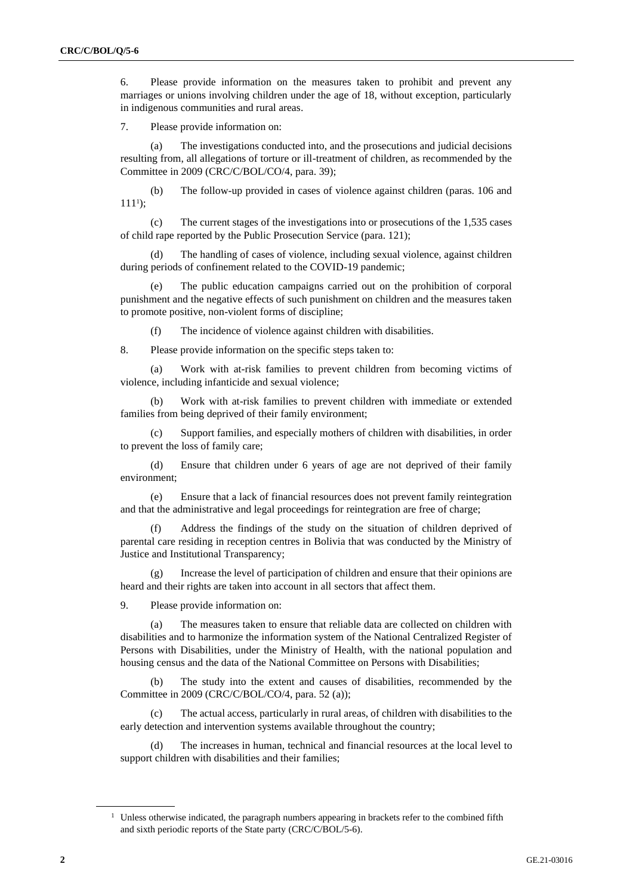6. Please provide information on the measures taken to prohibit and prevent any marriages or unions involving children under the age of 18, without exception, particularly in indigenous communities and rural areas.

7. Please provide information on:

(a) The investigations conducted into, and the prosecutions and judicial decisions resulting from, all allegations of torture or ill-treatment of children, as recommended by the Committee in 2009 (CRC/C/BOL/CO/4, para. 39);

(b) The follow-up provided in cases of violence against children (paras. 106 and 111[1]);

(c) The current stages of the investigations into or prosecutions of the 1,535 cases of child rape reported by the Public Prosecution Service (para. 121);

(d) The handling of cases of violence, including sexual violence, against children during periods of confinement related to the COVID-19 pandemic;

(e) The public education campaigns carried out on the prohibition of corporal punishment and the negative effects of such punishment on children and the measures taken to promote positive, non-violent forms of discipline;

(f) The incidence of violence against children with disabilities.

8. Please provide information on the specific steps taken to:

(a) Work with at-risk families to prevent children from becoming victims of violence, including infanticide and sexual violence;

(b) Work with at-risk families to prevent children with immediate or extended families from being deprived of their family environment;

(c) Support families, and especially mothers of children with disabilities, in order to prevent the loss of family care;

(d) Ensure that children under 6 years of age are not deprived of their family environment;

(e) Ensure that a lack of financial resources does not prevent family reintegration and that the administrative and legal proceedings for reintegration are free of charge;

(f) Address the findings of the study on the situation of children deprived of parental care residing in reception centres in Bolivia that was conducted by the Ministry of Justice and Institutional Transparency;

(g) Increase the level of participation of children and ensure that their opinions are heard and their rights are taken into account in all sectors that affect them.

9. Please provide information on:

(a) The measures taken to ensure that reliable data are collected on children with disabilities and to harmonize the information system of the National Centralized Register of Persons with Disabilities, under the Ministry of Health, with the national population and housing census and the data of the National Committee on Persons with Disabilities;

(b) The study into the extent and causes of disabilities, recommended by the Committee in 2009 (CRC/C/BOL/CO/4, para. 52 (a));

(c) The actual access, particularly in rural areas, of children with disabilities to the early detection and intervention systems available throughout the country;

(d) The increases in human, technical and financial resources at the local level to support children with disabilities and their families;

[1] Unless otherwise indicated, the paragraph numbers appearing in brackets refer to the combined fifth and sixth periodic reports of the State party (CRC/C/BOL/5-6).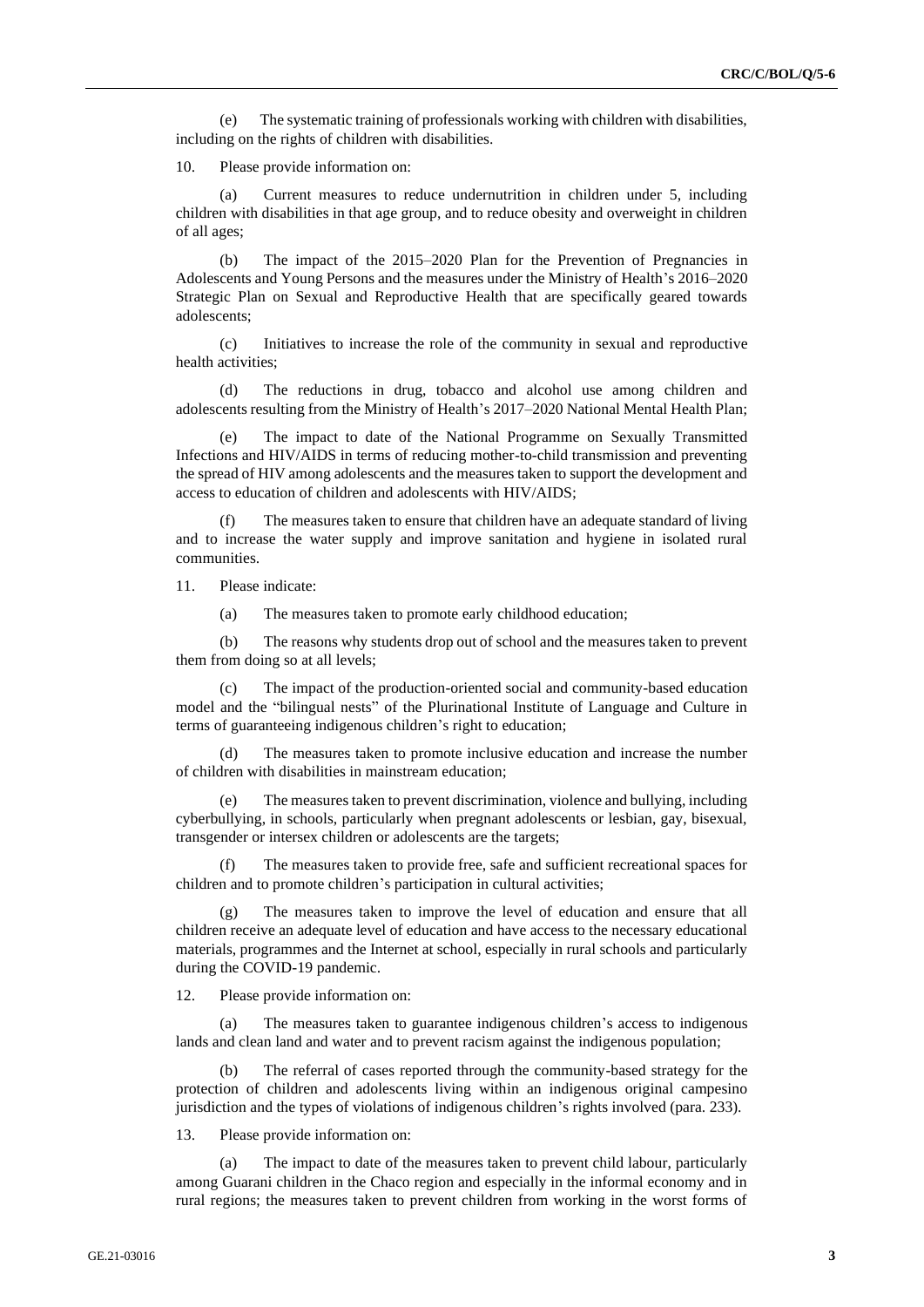(e) The systematic training of professionals working with children with disabilities, including on the rights of children with disabilities.

10. Please provide information on:

(a) Current measures to reduce undernutrition in children under 5, including children with disabilities in that age group, and to reduce obesity and overweight in children of all ages;

(b) The impact of the 2015–2020 Plan for the Prevention of Pregnancies in Adolescents and Young Persons and the measures under the Ministry of Health's 2016–2020 Strategic Plan on Sexual and Reproductive Health that are specifically geared towards adolescents;

(c) Initiatives to increase the role of the community in sexual and reproductive health activities;

(d) The reductions in drug, tobacco and alcohol use among children and adolescents resulting from the Ministry of Health's 2017–2020 National Mental Health Plan;

(e) The impact to date of the National Programme on Sexually Transmitted Infections and HIV/AIDS in terms of reducing mother-to-child transmission and preventing the spread of HIV among adolescents and the measures taken to support the development and access to education of children and adolescents with HIV/AIDS;

(f) The measures taken to ensure that children have an adequate standard of living and to increase the water supply and improve sanitation and hygiene in isolated rural communities.

11. Please indicate:

(a) The measures taken to promote early childhood education;

(b) The reasons why students drop out of school and the measures taken to prevent them from doing so at all levels;

(c) The impact of the production-oriented social and community-based education model and the "bilingual nests" of the Plurinational Institute of Language and Culture in terms of guaranteeing indigenous children's right to education;

(d) The measures taken to promote inclusive education and increase the number of children with disabilities in mainstream education;

(e) The measures taken to prevent discrimination, violence and bullying, including cyberbullying, in schools, particularly when pregnant adolescents or lesbian, gay, bisexual, transgender or intersex children or adolescents are the targets;

(f) The measures taken to provide free, safe and sufficient recreational spaces for children and to promote children's participation in cultural activities;

(g) The measures taken to improve the level of education and ensure that all children receive an adequate level of education and have access to the necessary educational materials, programmes and the Internet at school, especially in rural schools and particularly during the COVID-19 pandemic.

12. Please provide information on:

(a) The measures taken to guarantee indigenous children's access to indigenous lands and clean land and water and to prevent racism against the indigenous population;

(b) The referral of cases reported through the community-based strategy for the protection of children and adolescents living within an indigenous original campesino jurisdiction and the types of violations of indigenous children's rights involved (para. 233).

13. Please provide information on:

(a) The impact to date of the measures taken to prevent child labour, particularly among Guarani children in the Chaco region and especially in the informal economy and in rural regions; the measures taken to prevent children from working in the worst forms of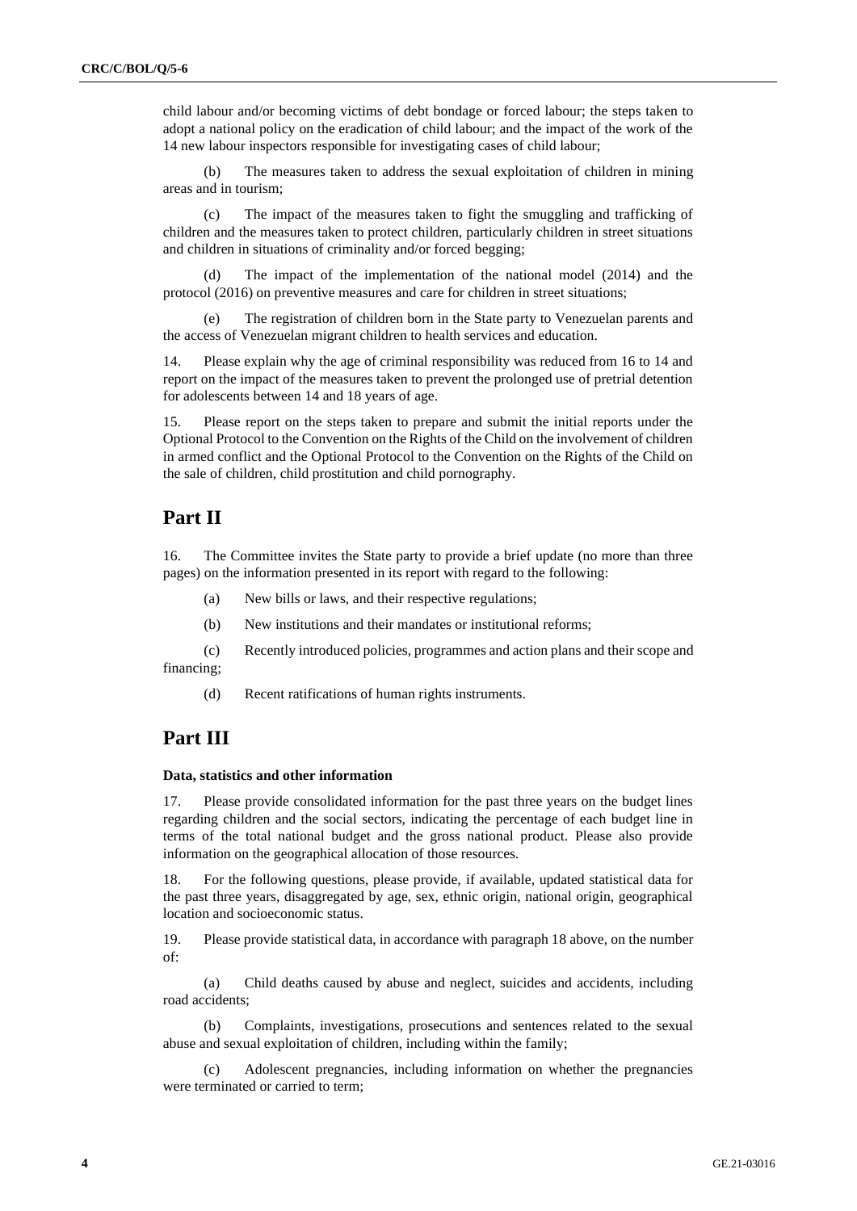child labour and/or becoming victims of debt bondage or forced labour; the steps taken to adopt a national policy on the eradication of child labour; and the impact of the work of the 14 new labour inspectors responsible for investigating cases of child labour;

(b) The measures taken to address the sexual exploitation of children in mining areas and in tourism;

(c) The impact of the measures taken to fight the smuggling and trafficking of children and the measures taken to protect children, particularly children in street situations and children in situations of criminality and/or forced begging;

(d) The impact of the implementation of the national model (2014) and the protocol (2016) on preventive measures and care for children in street situations;

(e) The registration of children born in the State party to Venezuelan parents and the access of Venezuelan migrant children to health services and education.

14. Please explain why the age of criminal responsibility was reduced from 16 to 14 and report on the impact of the measures taken to prevent the prolonged use of pretrial detention for adolescents between 14 and 18 years of age.

15. Please report on the steps taken to prepare and submit the initial reports under the Optional Protocol to the Convention on the Rights of the Child on the involvement of children in armed conflict and the Optional Protocol to the Convention on the Rights of the Child on the sale of children, child prostitution and child pornography.

# Part II

16. The Committee invites the State party to provide a brief update (no more than three pages) on the information presented in its report with regard to the following:

(a) New bills or laws, and their respective regulations;

(b) New institutions and their mandates or institutional reforms;

(c) Recently introduced policies, programmes and action plans and their scope and financing;

(d) Recent ratifications of human rights instruments.

# Part III

### Data, statistics and other information

17. Please provide consolidated information for the past three years on the budget lines regarding children and the social sectors, indicating the percentage of each budget line in terms of the total national budget and the gross national product. Please also provide information on the geographical allocation of those resources.

18. For the following questions, please provide, if available, updated statistical data for the past three years, disaggregated by age, sex, ethnic origin, national origin, geographical location and socioeconomic status.

19. Please provide statistical data, in accordance with paragraph 18 above, on the number of:

(a) Child deaths caused by abuse and neglect, suicides and accidents, including road accidents;

(b) Complaints, investigations, prosecutions and sentences related to the sexual abuse and sexual exploitation of children, including within the family;

(c) Adolescent pregnancies, including information on whether the pregnancies were terminated or carried to term;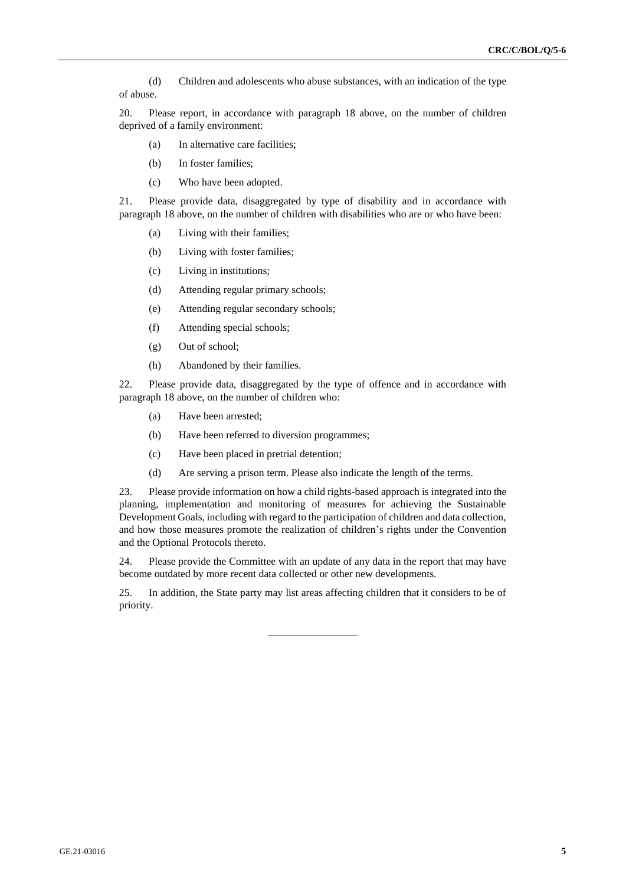(d) Children and adolescents who abuse substances, with an indication of the type of abuse.

20. Please report, in accordance with paragraph 18 above, on the number of children deprived of a family environment:

(a) In alternative care facilities;

(b) In foster families;

(c) Who have been adopted.

21. Please provide data, disaggregated by type of disability and in accordance with paragraph 18 above, on the number of children with disabilities who are or who have been:

(a) Living with their families;

(b) Living with foster families;

(c) Living in institutions;

(d) Attending regular primary schools;

(e) Attending regular secondary schools;

(f) Attending special schools;

(g) Out of school;

(h) Abandoned by their families.

22. Please provide data, disaggregated by the type of offence and in accordance with paragraph 18 above, on the number of children who:

(a) Have been arrested;

(b) Have been referred to diversion programmes;

(c) Have been placed in pretrial detention;

(d) Are serving a prison term. Please also indicate the length of the terms.

23. Please provide information on how a child rights-based approach is integrated into the planning, implementation and monitoring of measures for achieving the Sustainable Development Goals, including with regard to the participation of children and data collection, and how those measures promote the realization of children's rights under the Convention and the Optional Protocols thereto.

24. Please provide the Committee with an update of any data in the report that may have become outdated by more recent data collected or other new developments.

25. In addition, the State party may list areas affecting children that it considers to be of priority.